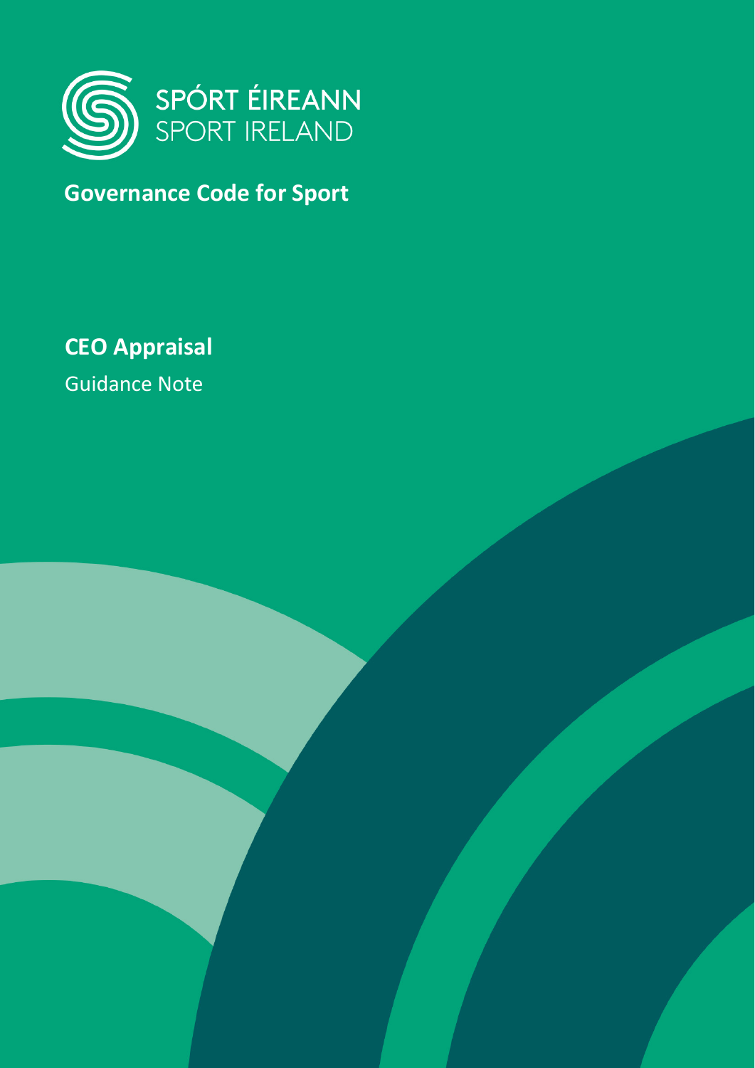SPÓRT ÉIREANN
SPORT IRELAND

## Governance Code for Sport

# CEO Appraisal

Guidance Note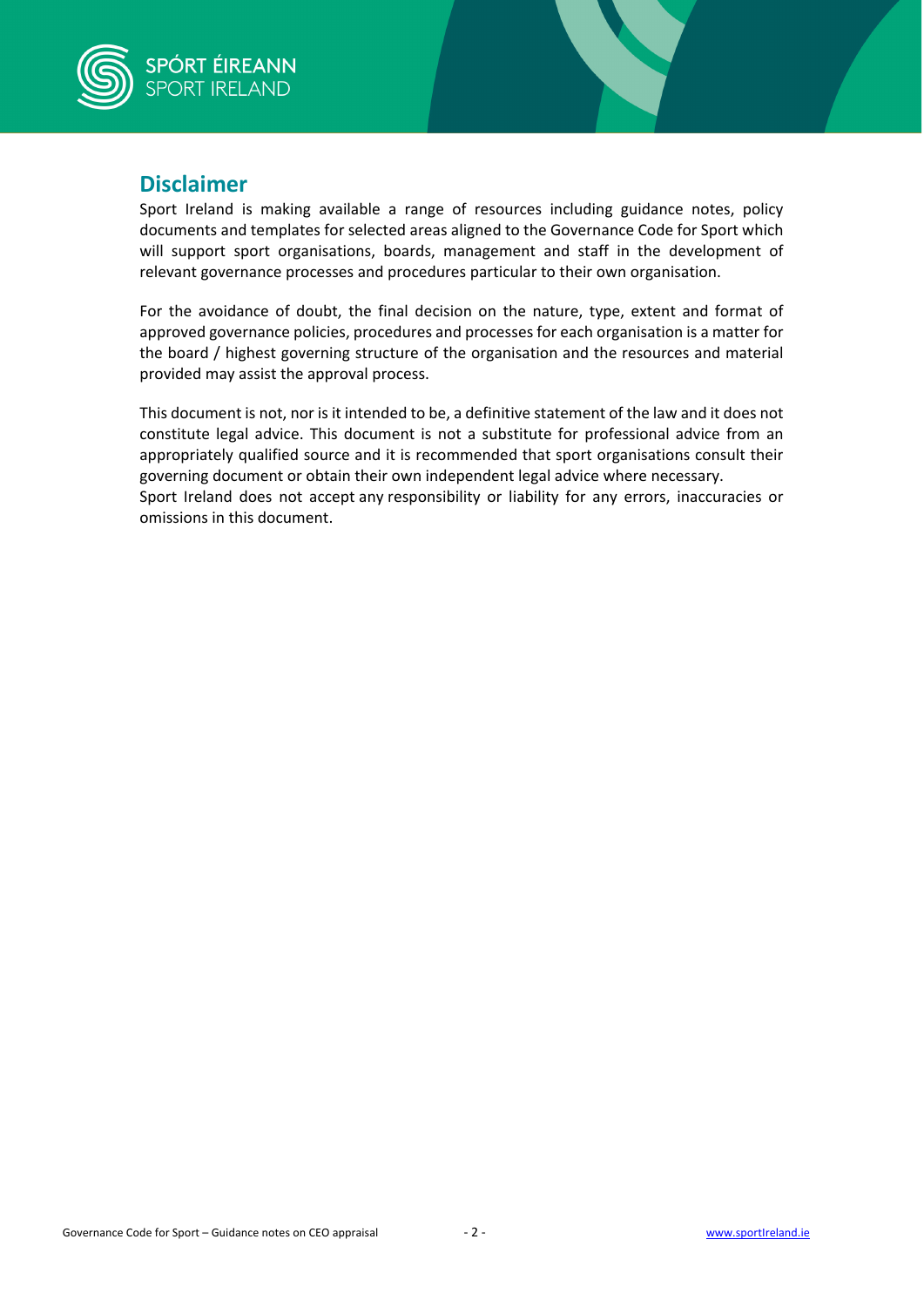## Disclaimer

Sport Ireland is making available a range of resources including guidance notes, policy documents and templates for selected areas aligned to the Governance Code for Sport which will support sport organisations, boards, management and staff in the development of relevant governance processes and procedures particular to their own organisation.

For the avoidance of doubt, the final decision on the nature, type, extent and format of approved governance policies, procedures and processes for each organisation is a matter for the board / highest governing structure of the organisation and the resources and material provided may assist the approval process.

This document is not, nor is it intended to be, a definitive statement of the law and it does not constitute legal advice. This document is not a substitute for professional advice from an appropriately qualified source and it is recommended that sport organisations consult their governing document or obtain their own independent legal advice where necessary.
Sport Ireland does not accept any responsibility or liability for any errors, inaccuracies or omissions in this document.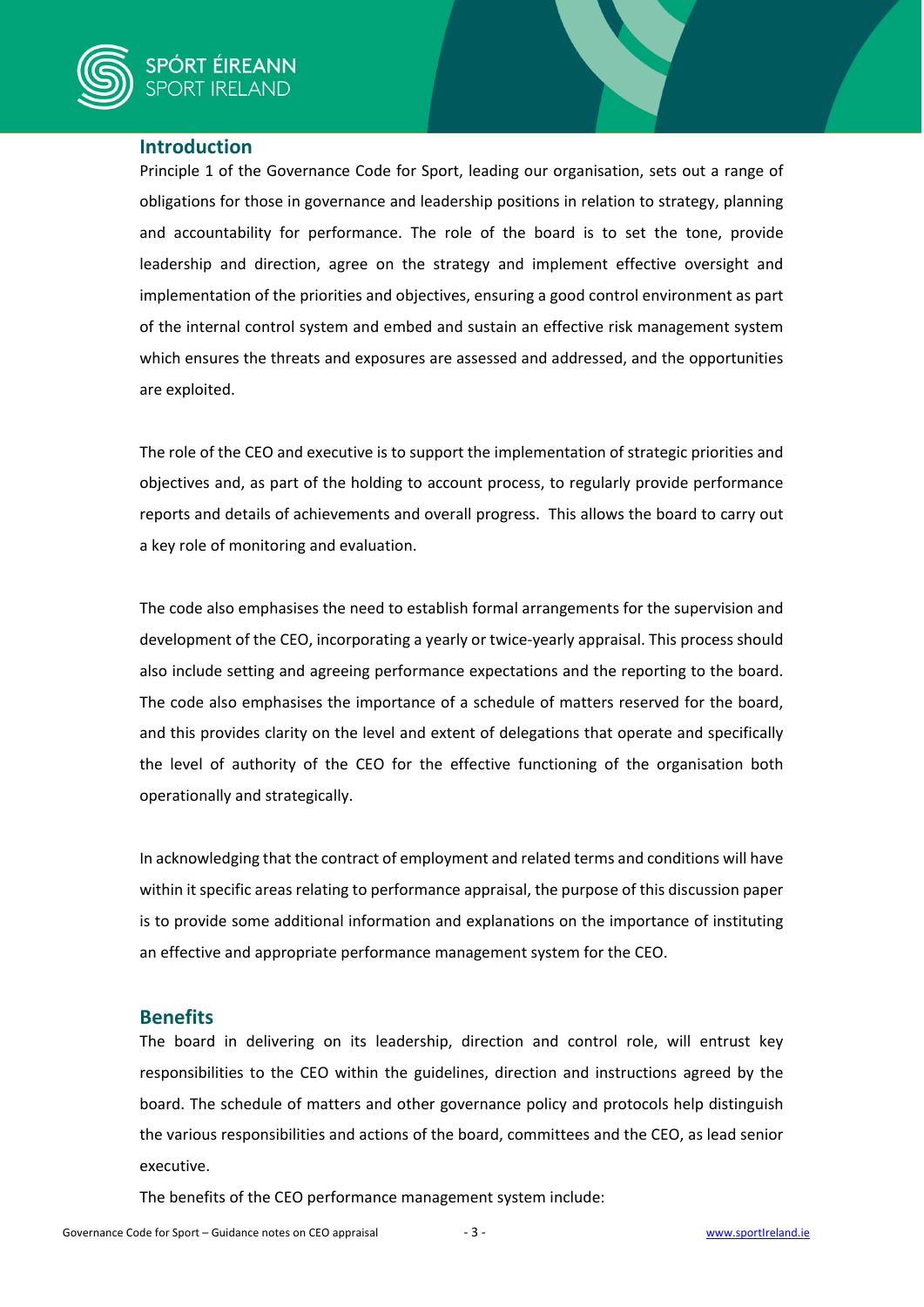## Introduction

Principle 1 of the Governance Code for Sport, leading our organisation, sets out a range of obligations for those in governance and leadership positions in relation to strategy, planning and accountability for performance. The role of the board is to set the tone, provide leadership and direction, agree on the strategy and implement effective oversight and implementation of the priorities and objectives, ensuring a good control environment as part of the internal control system and embed and sustain an effective risk management system which ensures the threats and exposures are assessed and addressed, and the opportunities are exploited.

The role of the CEO and executive is to support the implementation of strategic priorities and objectives and, as part of the holding to account process, to regularly provide performance reports and details of achievements and overall progress. This allows the board to carry out a key role of monitoring and evaluation.

The code also emphasises the need to establish formal arrangements for the supervision and development of the CEO, incorporating a yearly or twice-yearly appraisal. This process should also include setting and agreeing performance expectations and the reporting to the board. The code also emphasises the importance of a schedule of matters reserved for the board, and this provides clarity on the level and extent of delegations that operate and specifically the level of authority of the CEO for the effective functioning of the organisation both operationally and strategically.

In acknowledging that the contract of employment and related terms and conditions will have within it specific areas relating to performance appraisal, the purpose of this discussion paper is to provide some additional information and explanations on the importance of instituting an effective and appropriate performance management system for the CEO.

## Benefits

The board in delivering on its leadership, direction and control role, will entrust key responsibilities to the CEO within the guidelines, direction and instructions agreed by the board. The schedule of matters and other governance policy and protocols help distinguish the various responsibilities and actions of the board, committees and the CEO, as lead senior executive.

The benefits of the CEO performance management system include: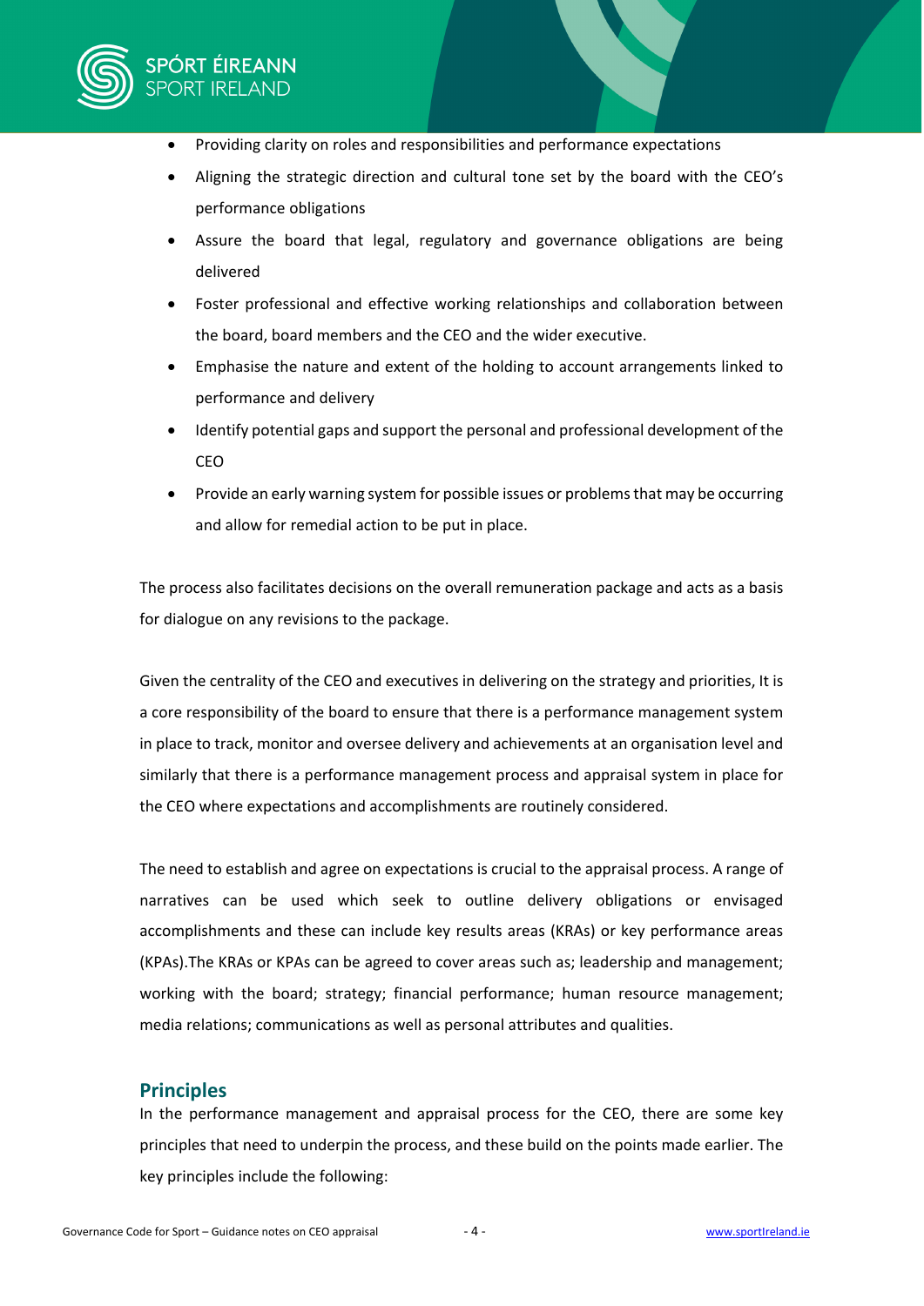- Providing clarity on roles and responsibilities and performance expectations
- Aligning the strategic direction and cultural tone set by the board with the CEO's performance obligations
- Assure the board that legal, regulatory and governance obligations are being delivered
- Foster professional and effective working relationships and collaboration between the board, board members and the CEO and the wider executive.
- Emphasise the nature and extent of the holding to account arrangements linked to performance and delivery
- Identify potential gaps and support the personal and professional development of the CEO
- Provide an early warning system for possible issues or problems that may be occurring and allow for remedial action to be put in place.

The process also facilitates decisions on the overall remuneration package and acts as a basis for dialogue on any revisions to the package.

Given the centrality of the CEO and executives in delivering on the strategy and priorities, It is a core responsibility of the board to ensure that there is a performance management system in place to track, monitor and oversee delivery and achievements at an organisation level and similarly that there is a performance management process and appraisal system in place for the CEO where expectations and accomplishments are routinely considered.

The need to establish and agree on expectations is crucial to the appraisal process. A range of narratives can be used which seek to outline delivery obligations or envisaged accomplishments and these can include key results areas (KRAs) or key performance areas (KPAs).The KRAs or KPAs can be agreed to cover areas such as; leadership and management; working with the board; strategy; financial performance; human resource management; media relations; communications as well as personal attributes and qualities.

## Principles

In the performance management and appraisal process for the CEO, there are some key principles that need to underpin the process, and these build on the points made earlier. The key principles include the following: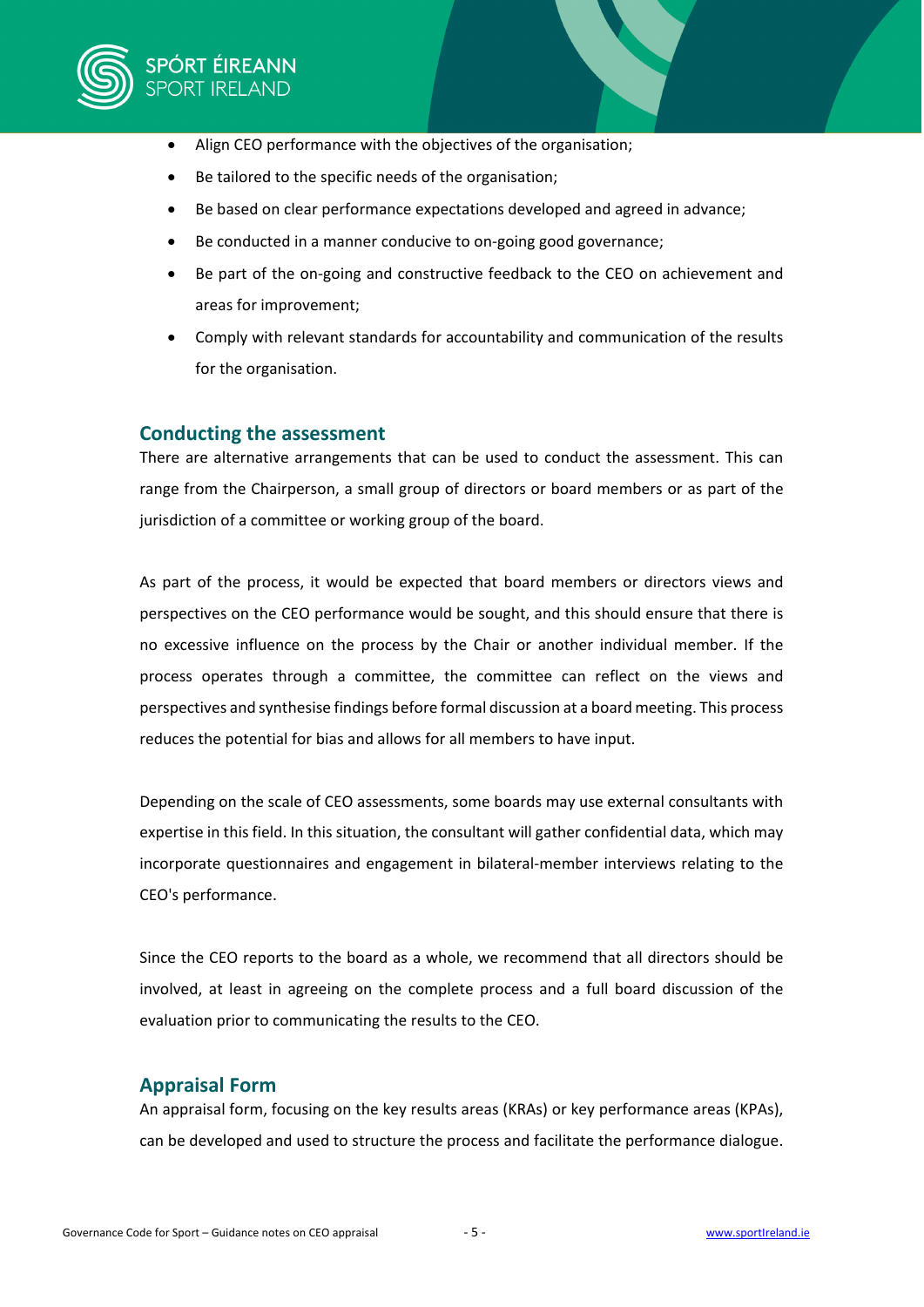- Align CEO performance with the objectives of the organisation;
- Be tailored to the specific needs of the organisation;
- Be based on clear performance expectations developed and agreed in advance;
- Be conducted in a manner conducive to on-going good governance;
- Be part of the on-going and constructive feedback to the CEO on achievement and areas for improvement;
- Comply with relevant standards for accountability and communication of the results for the organisation.

## Conducting the assessment

There are alternative arrangements that can be used to conduct the assessment. This can range from the Chairperson, a small group of directors or board members or as part of the jurisdiction of a committee or working group of the board.

As part of the process, it would be expected that board members or directors views and perspectives on the CEO performance would be sought, and this should ensure that there is no excessive influence on the process by the Chair or another individual member. If the process operates through a committee, the committee can reflect on the views and perspectives and synthesise findings before formal discussion at a board meeting. This process reduces the potential for bias and allows for all members to have input.

Depending on the scale of CEO assessments, some boards may use external consultants with expertise in this field. In this situation, the consultant will gather confidential data, which may incorporate questionnaires and engagement in bilateral-member interviews relating to the CEO's performance.

Since the CEO reports to the board as a whole, we recommend that all directors should be involved, at least in agreeing on the complete process and a full board discussion of the evaluation prior to communicating the results to the CEO.

## Appraisal Form

An appraisal form, focusing on the key results areas (KRAs) or key performance areas (KPAs), can be developed and used to structure the process and facilitate the performance dialogue.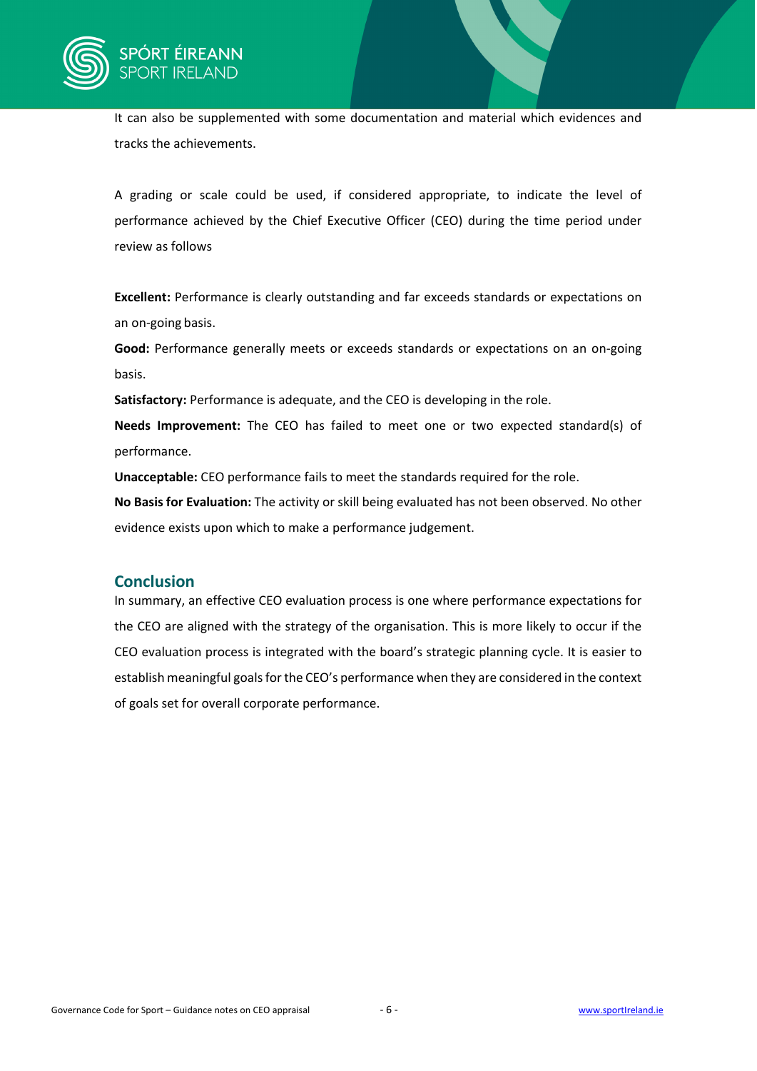It can also be supplemented with some documentation and material which evidences and tracks the achievements.

A grading or scale could be used, if considered appropriate, to indicate the level of performance achieved by the Chief Executive Officer (CEO) during the time period under review as follows

**Excellent:** Performance is clearly outstanding and far exceeds standards or expectations on an on-going basis.

**Good:** Performance generally meets or exceeds standards or expectations on an on-going basis.

**Satisfactory:** Performance is adequate, and the CEO is developing in the role.

**Needs Improvement:** The CEO has failed to meet one or two expected standard(s) of performance.

**Unacceptable:** CEO performance fails to meet the standards required for the role.

**No Basis for Evaluation:** The activity or skill being evaluated has not been observed. No other evidence exists upon which to make a performance judgement.

## Conclusion

In summary, an effective CEO evaluation process is one where performance expectations for the CEO are aligned with the strategy of the organisation. This is more likely to occur if the CEO evaluation process is integrated with the board's strategic planning cycle. It is easier to establish meaningful goals for the CEO's performance when they are considered in the context of goals set for overall corporate performance.